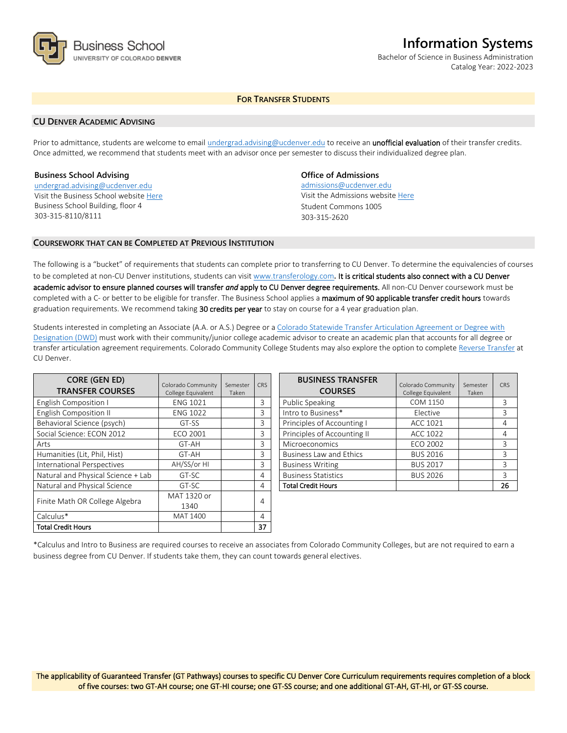# Information Systems

Bachelor of Science in Business Administration
Catalog Year: 2022-2023

## FOR TRANSFER STUDENTS

### CU DENVER ACADEMIC ADVISING

Prior to admittance, students are welcome to email undergrad.advising@ucdenver.edu to receive an **unofficial evaluation** of their transfer credits. Once admitted, we recommend that students meet with an advisor once per semester to discuss their individualized degree plan.

**Business School Advising**
undergrad.advising@ucdenver.edu
Visit the Business School website Here
Business School Building, floor 4
303-315-8110/8111

**Office of Admissions**
admissions@ucdenver.edu
Visit the Admissions website Here
Student Commons 1005
303-315-2620

### COURSEWORK THAT CAN BE COMPLETED AT PREVIOUS INSTITUTION

The following is a "bucket" of requirements that students can complete prior to transferring to CU Denver. To determine the equivalencies of courses to be completed at non-CU Denver institutions, students can visit www.transferology.com. **It is critical students also connect with a CU Denver academic advisor to ensure planned courses will transfer *and* apply to CU Denver degree requirements.** All non-CU Denver coursework must be completed with a C- or better to be eligible for transfer. The Business School applies a **maximum of 90 applicable transfer credit hours** towards graduation requirements. We recommend taking **30 credits per year** to stay on course for a 4 year graduation plan.

Students interested in completing an Associate (A.A. or A.S.) Degree or a Colorado Statewide Transfer Articulation Agreement or Degree with Designation (DWD) must work with their community/junior college academic advisor to create an academic plan that accounts for all degree or transfer articulation agreement requirements. Colorado Community College Students may also explore the option to complete Reverse Transfer at CU Denver.

| CORE (GEN ED) TRANSFER COURSES | Colorado Community College Equivalent | Semester Taken | CRS |
|---|---|---|---|
| English Composition I | ENG 1021 | | 3 |
| English Composition II | ENG 1022 | | 3 |
| Behavioral Science (psych) | GT-SS | | 3 |
| Social Science: ECON 2012 | ECO 2001 | | 3 |
| Arts | GT-AH | | 3 |
| Humanities (Lit, Phil, Hist) | GT-AH | | 3 |
| International Perspectives | AH/SS/or HI | | 3 |
| Natural and Physical Science + Lab | GT-SC | | 4 |
| Natural and Physical Science | GT-SC | | 4 |
| Finite Math OR College Algebra | MAT 1320 or 1340 | | 4 |
| Calculus* | MAT 1400 | | 4 |
| **Total Credit Hours** | | | **37** |

| BUSINESS TRANSFER COURSES | Colorado Community College Equivalent | Semester Taken | CRS |
|---|---|---|---|
| Public Speaking | COM 1150 | | 3 |
| Intro to Business* | Elective | | 3 |
| Principles of Accounting I | ACC 1021 | | 4 |
| Principles of Accounting II | ACC 1022 | | 4 |
| Microeconomics | ECO 2002 | | 3 |
| Business Law and Ethics | BUS 2016 | | 3 |
| Business Writing | BUS 2017 | | 3 |
| Business Statistics | BUS 2026 | | 3 |
| **Total Credit Hours** | | | **26** |

*Calculus and Intro to Business are required courses to receive an associates from Colorado Community Colleges, but are not required to earn a business degree from CU Denver. If students take them, they can count towards general electives.

The applicability of Guaranteed Transfer (GT Pathways) courses to specific CU Denver Core Curriculum requirements requires completion of a block of five courses: two GT-AH course; one GT-HI course; one GT-SS course; and one additional GT-AH, GT-HI, or GT-SS course.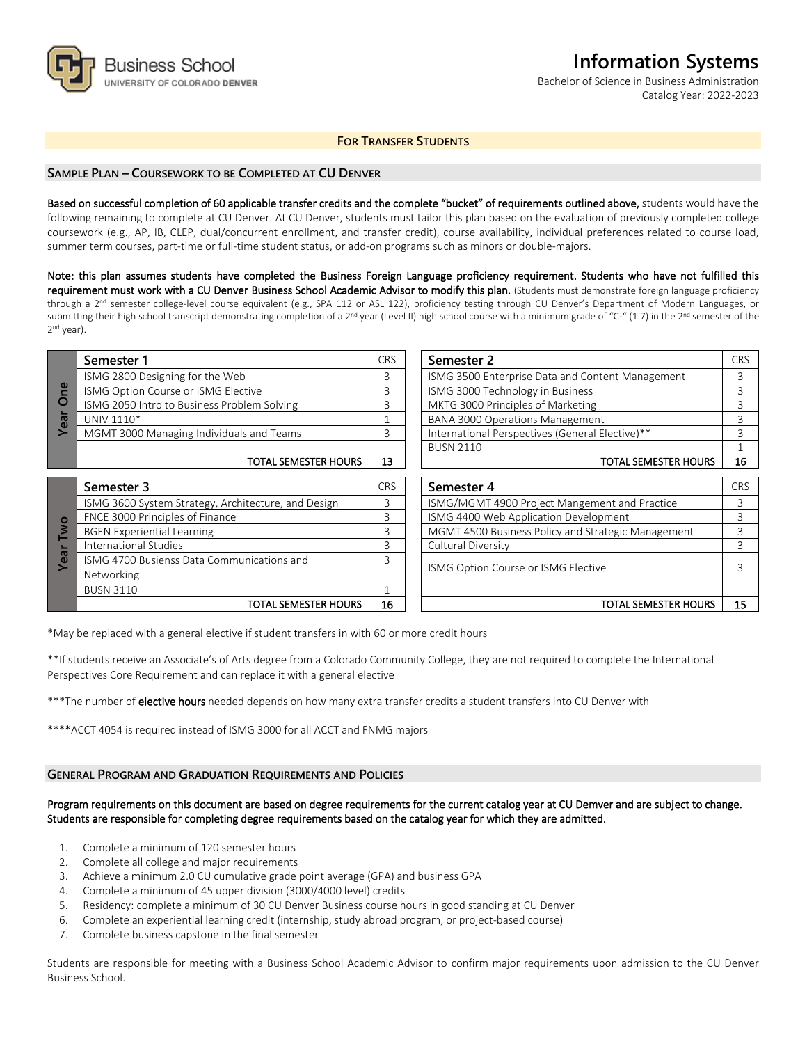# Information Systems

Bachelor of Science in Business Administration
Catalog Year: 2022-2023

## FOR TRANSFER STUDENTS

### SAMPLE PLAN – COURSEWORK TO BE COMPLETED AT CU DENVER

**Based on successful completion of 60 applicable transfer credits and the complete "bucket" of requirements outlined above,** students would have the following remaining to complete at CU Denver. At CU Denver, students must tailor this plan based on the evaluation of previously completed college coursework (e.g., AP, IB, CLEP, dual/concurrent enrollment, and transfer credit), course availability, individual preferences related to course load, summer term courses, part-time or full-time student status, or add-on programs such as minors or double-majors.

**Note: this plan assumes students have completed the Business Foreign Language proficiency requirement. Students who have not fulfilled this requirement must work with a CU Denver Business School Academic Advisor to modify this plan.** (Students must demonstrate foreign language proficiency through a 2nd semester college-level course equivalent (e.g., SPA 112 or ASL 122), proficiency testing through CU Denver's Department of Modern Languages, or submitting their high school transcript demonstrating completion of a 2nd year (Level II) high school course with a minimum grade of "C-" (1.7) in the 2nd semester of the 2nd year).

**Year One**

| Semester 1 | CRS |
|---|---|
| ISMG 2800 Designing for the Web | 3 |
| ISMG Option Course or ISMG Elective | 3 |
| ISMG 2050 Intro to Business Problem Solving | 3 |
| UNIV 1110* | 1 |
| MGMT 3000 Managing Individuals and Teams | 3 |
| | |
| TOTAL SEMESTER HOURS | 13 |

| Semester 2 | CRS |
|---|---|
| ISMG 3500 Enterprise Data and Content Management | 3 |
| ISMG 3000 Technology in Business | 3 |
| MKTG 3000 Principles of Marketing | 3 |
| BANA 3000 Operations Management | 3 |
| International Perspectives (General Elective)** | 3 |
| BUSN 2110 | 1 |
| TOTAL SEMESTER HOURS | 16 |

**Year Two**

| Semester 3 | CRS |
|---|---|
| ISMG 3600 System Strategy, Architecture, and Design | 3 |
| FNCE 3000 Principles of Finance | 3 |
| BGEN Experiential Learning | 3 |
| International Studies | 3 |
| ISMG 4700 Busienss Data Communications and Networking | 3 |
| BUSN 3110 | 1 |
| TOTAL SEMESTER HOURS | 16 |

| Semester 4 | CRS |
|---|---|
| ISMG/MGMT 4900 Project Mangement and Practice | 3 |
| ISMG 4400 Web Application Development | 3 |
| MGMT 4500 Business Policy and Strategic Management | 3 |
| Cultural Diversity | 3 |
| ISMG Option Course or ISMG Elective | 3 |
| | |
| TOTAL SEMESTER HOURS | 15 |

*May be replaced with a general elective if student transfers in with 60 or more credit hours

**If students receive an Associate's of Arts degree from a Colorado Community College, they are not required to complete the International Perspectives Core Requirement and can replace it with a general elective

***The number of **elective hours** needed depends on how many extra transfer credits a student transfers into CU Denver with

****ACCT 4054 is required instead of ISMG 3000 for all ACCT and FNMG majors

### GENERAL PROGRAM AND GRADUATION REQUIREMENTS AND POLICIES

**Program requirements on this document are based on degree requirements for the current catalog year at CU Demver and are subject to change. Students are responsible for completing degree requirements based on the catalog year for which they are admitted.**

1. Complete a minimum of 120 semester hours
2. Complete all college and major requirements
3. Achieve a minimum 2.0 CU cumulative grade point average (GPA) and business GPA
4. Complete a minimum of 45 upper division (3000/4000 level) credits
5. Residency: complete a minimum of 30 CU Denver Business course hours in good standing at CU Denver
6. Complete an experiential learning credit (internship, study abroad program, or project-based course)
7. Complete business capstone in the final semester

Students are responsible for meeting with a Business School Academic Advisor to confirm major requirements upon admission to the CU Denver Business School.